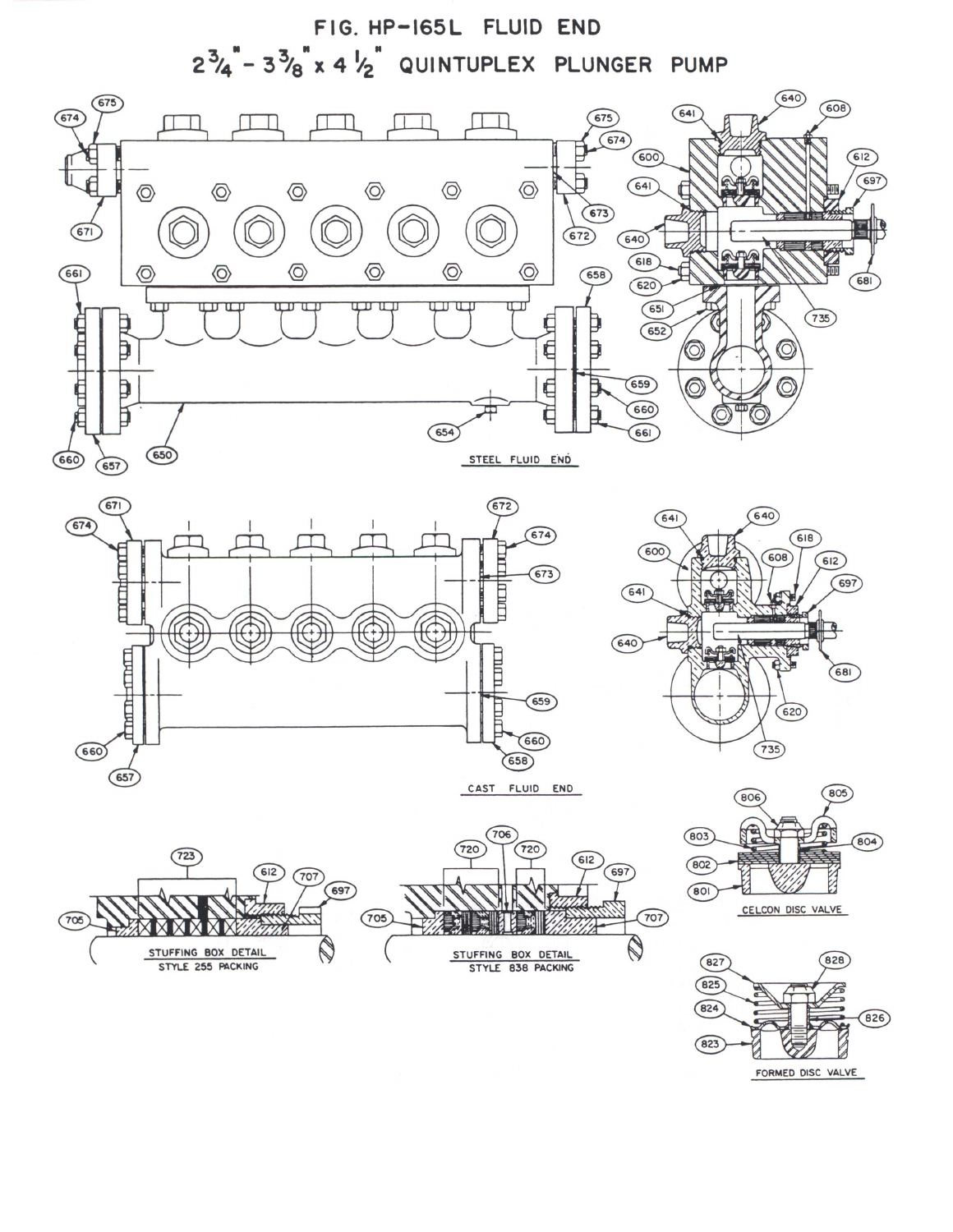# FIG. HP-165L FLUID END

## $2\frac{3}{4}$" - $3\frac{3}{8}$" x $4\frac{1}{2}$" QUINTUPLEX PLUNGER PUMP

675 674 671 675 674 673 672 641 640 608 600 612 641 697 640 618 620 681 651 652 735 661 658 659 660 661 654 650 660 657

STEEL FLUID END

671 672 674 674 673 641 640 600 618 608 612 697 641 640 681 620 735 659 660 660 658 657

CAST FLUID END

806 805 803 804 802 801

CELCON DISC VALVE

723 612 707 697 705

STUFFING BOX DETAIL
STYLE 255 PACKING

706 720 720 612 697 705 707

STUFFING BOX DETAIL
STYLE 838 PACKING

827 828 825 826 824 823

FORMED DISC VALVE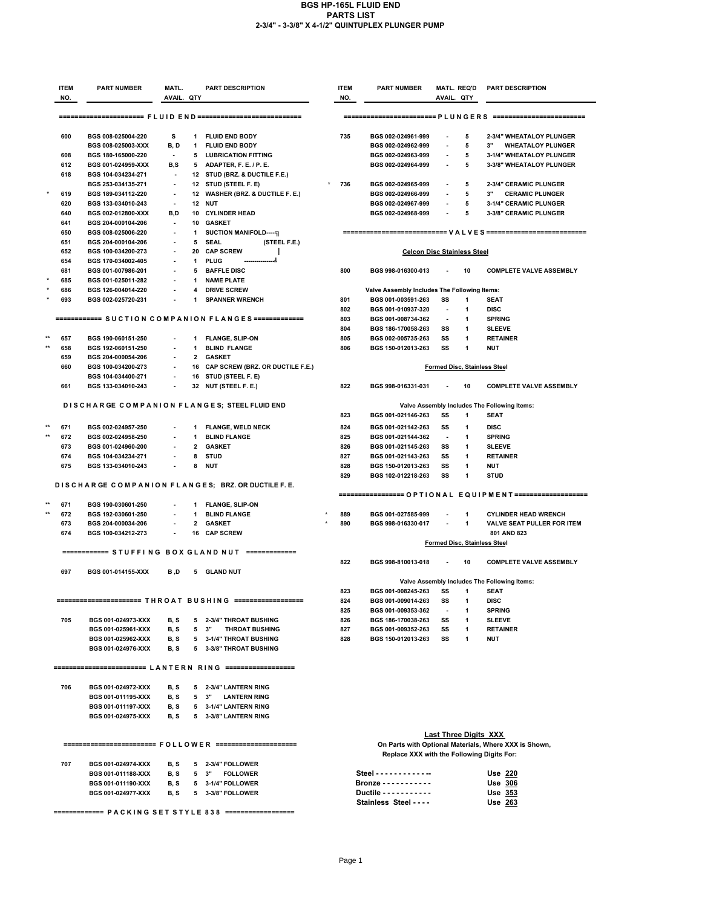# BGS HP-165L FLUID END

## PARTS LIST

### 2-3/4" - 3-3/8" X 4-1/2" QUINTUPLEX PLUNGER PUMP

| | ITEM NO. | PART NUMBER | MATL. AVAIL. | QTY | PART DESCRIPTION |
|---|---|---|---|---|---|
| | | **FLUID END** | | | |
| | 600 | BGS 008-025004-220 | S | 1 | FLUID END BODY |
| | | BGS 008-025003-XXX | B, D | 1 | FLUID END BODY |
| | 608 | BGS 180-165000-220 | - | 5 | LUBRICATION FITTING |
| | 612 | BGS 001-024959-XXX | B,S | 5 | ADAPTER, F. E. / P. E. |
| | 618 | BGS 104-034234-271 | - | 12 | STUD (BRZ. & DUCTILE F.E.) |
| | | BGS 253-034135-271 | - | 12 | STUD (STEEL F. E) |
| * | 619 | BGS 189-034112-220 | - | 12 | WASHER (BRZ. & DUCTILE F. E.) |
| | 620 | BGS 133-034010-243 | - | 12 | NUT |
| | 640 | BGS 002-012800-XXX | B,D | 10 | CYLINDER HEAD |
| | 641 | BGS 204-000104-206 | - | 10 | GASKET |
| | 650 | BGS 008-025006-220 | - | 1 | SUCTION MANIFOLD (STEEL F.E.) |
| | 651 | BGS 204-000104-206 | - | 5 | SEAL (STEEL F.E.) |
| | 652 | BGS 100-034200-273 | - | 20 | CAP SCREW (STEEL F.E.) |
| | 654 | BGS 170-034002-405 | - | 1 | PLUG (STEEL F.E.) |
| | 681 | BGS 001-007986-201 | - | 5 | BAFFLE DISC |
| * | 685 | BGS 001-025011-282 | - | 1 | NAME PLATE |
| * | 686 | BGS 126-004014-220 | - | 4 | DRIVE SCREW |
| * | 693 | BGS 002-025720-231 | - | 1 | SPANNER WRENCH |
| | | **SUCTION COMPANION FLANGES** | | | |
| ** | 657 | BGS 190-060151-250 | - | 1 | FLANGE, SLIP-ON |
| ** | 658 | BGS 192-060151-250 | - | 1 | BLIND FLANGE |
| | 659 | BGS 204-000054-206 | - | 2 | GASKET |
| | 660 | BGS 100-034200-273 | - | 16 | CAP SCREW (BRZ. OR DUCTILE F.E.) |
| | | BGS 104-034400-271 | - | 16 | STUD (STEEL F. E) |
| | 661 | BGS 133-034010-243 | - | 32 | NUT (STEEL F. E.) |
| | | **DISCHARGE COMPANION FLANGES; STEEL FLUID END** | | | |
| ** | 671 | BGS 002-024957-250 | - | 1 | FLANGE, WELD NECK |
| ** | 672 | BGS 002-024958-250 | - | 1 | BLIND FLANGE |
| | 673 | BGS 001-024960-200 | - | 2 | GASKET |
| | 674 | BGS 104-034234-271 | - | 8 | STUD |
| | 675 | BGS 133-034010-243 | - | 8 | NUT |
| | | **DISCHARGE COMPANION FLANGES; BRZ. OR DUCTILE F. E.** | | | |
| ** | 671 | BGS 190-030601-250 | - | 1 | FLANGE, SLIP-ON |
| ** | 672 | BGS 192-030601-250 | - | 1 | BLIND FLANGE |
| | 673 | BGS 204-000034-206 | - | 2 | GASKET |
| | 674 | BGS 100-034212-273 | - | 16 | CAP SCREW |
| | | **STUFFING BOX GLAND NUT** | | | |
| | 697 | BGS 001-014155-XXX | B ,D | 5 | GLAND NUT |
| | | **THROAT BUSHING** | | | |
| | 705 | BGS 001-024973-XXX | B, S | 5 | 2-3/4" THROAT BUSHING |
| | | BGS 001-025961-XXX | B, S | 5 | 3" THROAT BUSHING |
| | | BGS 001-025962-XXX | B, S | 5 | 3-1/4" THROAT BUSHING |
| | | BGS 001-024976-XXX | B, S | 5 | 3-3/8" THROAT BUSHING |
| | | **LANTERN RING** | | | |
| | 706 | BGS 001-024972-XXX | B, S | 5 | 2-3/4" LANTERN RING |
| | | BGS 001-011195-XXX | B, S | 5 | 3" LANTERN RING |
| | | BGS 001-011197-XXX | B, S | 5 | 3-1/4" LANTERN RING |
| | | BGS 001-024975-XXX | B, S | 5 | 3-3/8" LANTERN RING |
| | | **FOLLOWER** | | | |
| | 707 | BGS 001-024974-XXX | B, S | 5 | 2-3/4" FOLLOWER |
| | | BGS 001-011188-XXX | B, S | 5 | 3" FOLLOWER |
| | | BGS 001-011190-XXX | B, S | 5 | 3-1/4" FOLLOWER |
| | | BGS 001-024977-XXX | B, S | 5 | 3-3/8" FOLLOWER |
| | | **PACKING SET STYLE 838** | | | |

| | ITEM NO. | PART NUMBER | MATL. AVAIL. | REQ'D QTY | PART DESCRIPTION |
|---|---|---|---|---|---|
| | | **PLUNGERS** | | | |
| | 735 | BGS 002-024961-999 | - | 5 | 2-3/4" WHEATALOY PLUNGER |
| | | BGS 002-024962-999 | - | 5 | 3" WHEATALOY PLUNGER |
| | | BGS 002-024963-999 | - | 5 | 3-1/4" WHEATALOY PLUNGER |
| | | BGS 002-024964-999 | - | 5 | 3-3/8" WHEATALOY PLUNGER |
| * | 736 | BGS 002-024965-999 | - | 5 | 2-3/4" CERAMIC PLUNGER |
| | | BGS 002-024966-999 | - | 5 | 3" CERAMIC PLUNGER |
| | | BGS 002-024967-999 | - | 5 | 3-1/4" CERAMIC PLUNGER |
| | | BGS 002-024968-999 | - | 5 | 3-3/8" CERAMIC PLUNGER |
| | | **VALVES** | | | |
| | | **Celcon Disc Stainless Steel** | | | |
| | 800 | BGS 998-016300-013 | - | 10 | COMPLETE VALVE ASSEMBLY |
| | | Valve Assembly Includes The Following Items: | | | |
| | 801 | BGS 001-003591-263 | SS | 1 | SEAT |
| | 802 | BGS 001-010937-320 | - | 1 | DISC |
| | 803 | BGS 001-008734-362 | - | 1 | SPRING |
| | 804 | BGS 186-170058-263 | SS | 1 | SLEEVE |
| | 805 | BGS 002-005735-263 | SS | 1 | RETAINER |
| | 806 | BGS 150-012013-263 | SS | 1 | NUT |
| | | **Formed Disc, Stainless Steel** | | | |
| | 822 | BGS 998-016331-031 | - | 10 | COMPLETE VALVE ASSEMBLY |
| | | Valve Assembly Includes The Following Items: | | | |
| | 823 | BGS 001-021146-263 | SS | 1 | SEAT |
| | 824 | BGS 001-021142-263 | SS | 1 | DISC |
| | 825 | BGS 001-021144-362 | - | 1 | SPRING |
| | 826 | BGS 001-021145-263 | SS | 1 | SLEEVE |
| | 827 | BGS 001-021143-263 | SS | 1 | RETAINER |
| | 828 | BGS 150-012013-263 | SS | 1 | NUT |
| | 829 | BGS 102-012218-263 | SS | 1 | STUD |
| | | **OPTIONAL EQUIPMENT** | | | |
| * | 889 | BGS 001-027585-999 | - | 1 | CYLINDER HEAD WRENCH |
| * | 890 | BGS 998-016330-017 | - | 1 | VALVE SEAT PULLER FOR ITEM 801 AND 823 |
| | | **Formed Disc, Stainless Steel** | | | |
| | 822 | BGS 998-810013-018 | - | 10 | COMPLETE VALVE ASSEMBLY |
| | | Valve Assembly Includes The Following Items: | | | |
| | 823 | BGS 001-008245-263 | SS | 1 | SEAT |
| | 824 | BGS 001-009014-263 | SS | 1 | DISC |
| | 825 | BGS 001-009353-362 | - | 1 | SPRING |
| | 826 | BGS 186-170038-263 | SS | 1 | SLEEVE |
| | 827 | BGS 001-009352-263 | SS | 1 | RETAINER |
| | 828 | BGS 150-012013-263 | SS | 1 | NUT |

**Last Three Digits XXX**

On Parts with Optional Materials, Where XXX is Shown, Replace XXX with the Following Digits For:

| Material | Digits |
|---|---|
| Steel | Use 220 |
| Bronze | Use 306 |
| Ductile | Use 353 |
| Stainless Steel | Use 263 |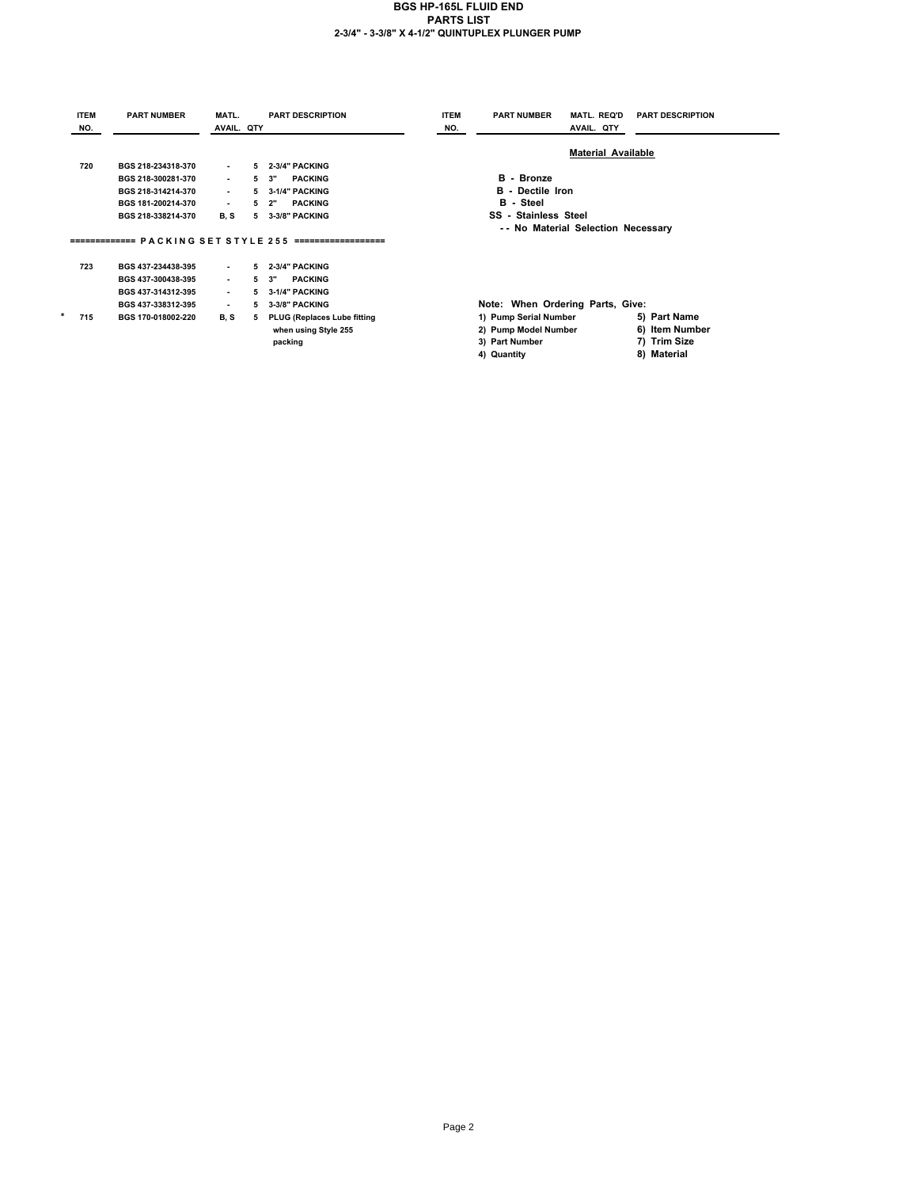# BGS HP-165L FLUID END

## PARTS LIST

### 2-3/4" - 3-3/8" X 4-1/2" QUINTUPLEX PLUNGER PUMP

| ITEM NO. | PART NUMBER | MATL. AVAIL. | QTY | PART DESCRIPTION |
|---|---|---|---|---|
| 720 | BGS 218-234318-370 | - | 5 | 2-3/4" PACKING |
| | BGS 218-300281-370 | - | 5 | 3" PACKING |
| | BGS 218-314214-370 | - | 5 | 3-1/4" PACKING |
| | BGS 181-200214-370 | - | 5 | 2" PACKING |
| | BGS 218-338214-370 | B, S | 5 | 3-3/8" PACKING |
| ============= P A C K I N G S E T S T Y L E 2 5 5 ================== | | | | |
| 723 | BGS 437-234438-395 | - | 5 | 2-3/4" PACKING |
| | BGS 437-300438-395 | - | 5 | 3" PACKING |
| | BGS 437-314312-395 | - | 5 | 3-1/4" PACKING |
| | BGS 437-338312-395 | - | 5 | 3-3/8" PACKING |
| * 715 | BGS 170-018002-220 | B, S | 5 | PLUG (Replaces Lube fitting when using Style 255 packing |

| ITEM NO. | PART NUMBER | MATL. REQ'D AVAIL. QTY | PART DESCRIPTION |
|---|---|---|---|

**Material Available**

**B - Bronze**
**B - Dectile Iron**
**B - Steel**
**SS - Stainless Steel**
**- - No Material Selection Necessary**

**Note: When Ordering Parts, Give:**

1) Pump Serial Number
2) Pump Model Number
3) Part Number
4) Quantity
5) Part Name
6) Item Number
7) Trim Size
8) Material